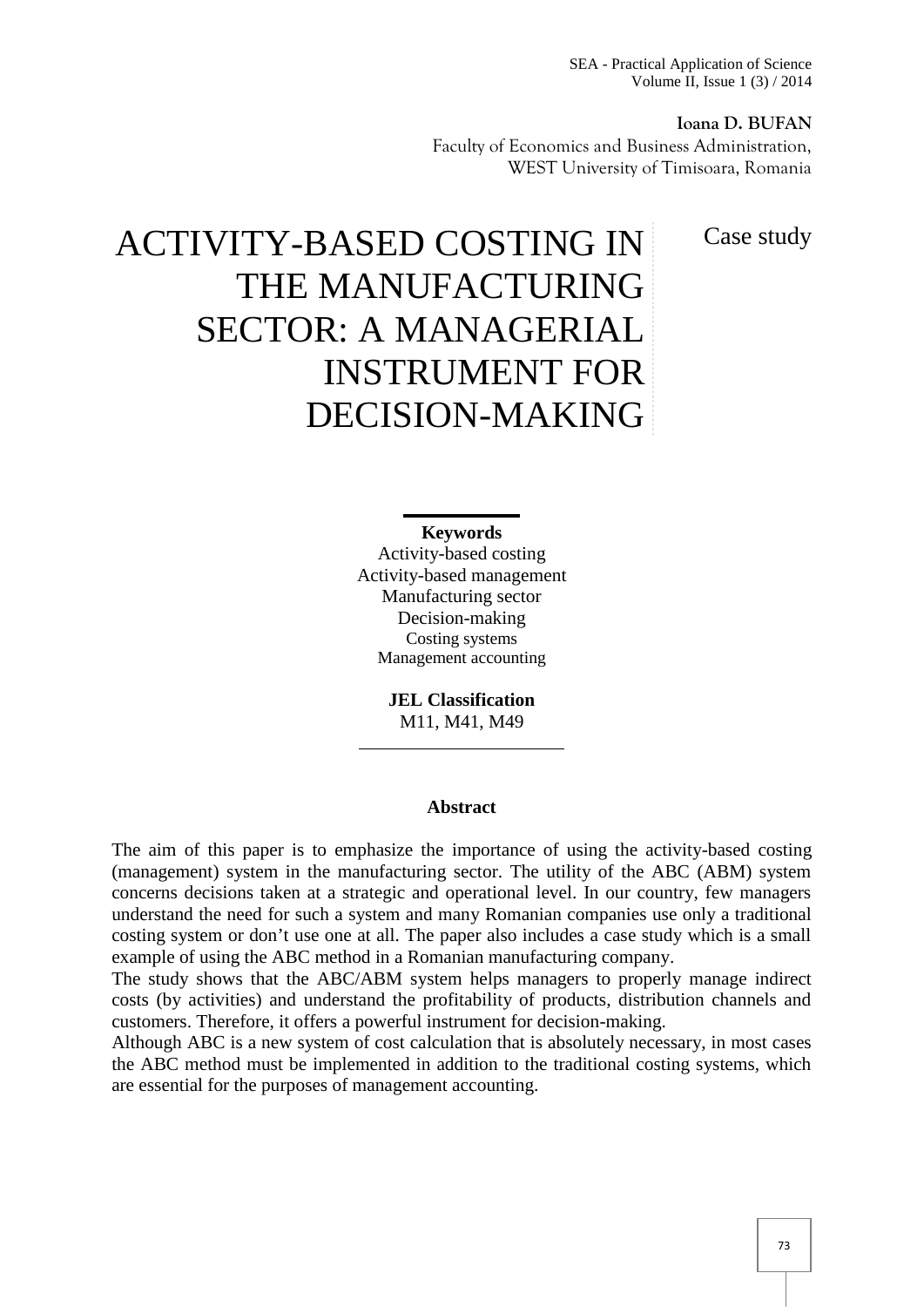**Ioana D. BUFAN**
Faculty of Economics and Business Administration,
WEST University of Timisoara, Romania

Case study

# ACTIVITY-BASED COSTING IN THE MANUFACTURING SECTOR: A MANAGERIAL INSTRUMENT FOR DECISION-MAKING

**Keywords**
Activity-based costing
Activity-based management
Manufacturing sector
Decision-making
Costing systems
Management accounting

**JEL Classification**
M11, M41, M49

## Abstract

The aim of this paper is to emphasize the importance of using the activity-based costing (management) system in the manufacturing sector. The utility of the ABC (ABM) system concerns decisions taken at a strategic and operational level. In our country, few managers understand the need for such a system and many Romanian companies use only a traditional costing system or don't use one at all. The paper also includes a case study which is a small example of using the ABC method in a Romanian manufacturing company.

The study shows that the ABC/ABM system helps managers to properly manage indirect costs (by activities) and understand the profitability of products, distribution channels and customers. Therefore, it offers a powerful instrument for decision-making.

Although ABC is a new system of cost calculation that is absolutely necessary, in most cases the ABC method must be implemented in addition to the traditional costing systems, which are essential for the purposes of management accounting.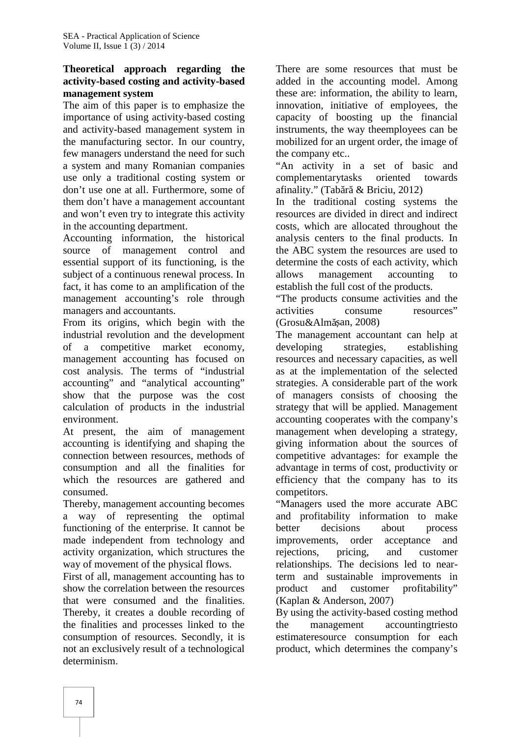**Theoretical approach regarding the activity-based costing and activity-based management system**

The aim of this paper is to emphasize the importance of using activity-based costing and activity-based management system in the manufacturing sector. In our country, few managers understand the need for such a system and many Romanian companies use only a traditional costing system or don't use one at all. Furthermore, some of them don't have a management accountant and won't even try to integrate this activity in the accounting department.

Accounting information, the historical source of management control and essential support of its functioning, is the subject of a continuous renewal process. In fact, it has come to an amplification of the management accounting's role through managers and accountants.

From its origins, which begin with the industrial revolution and the development of a competitive market economy, management accounting has focused on cost analysis. The terms of "industrial accounting" and "analytical accounting" show that the purpose was the cost calculation of products in the industrial environment.

At present, the aim of management accounting is identifying and shaping the connection between resources, methods of consumption and all the finalities for which the resources are gathered and consumed.

Thereby, management accounting becomes a way of representing the optimal functioning of the enterprise. It cannot be made independent from technology and activity organization, which structures the way of movement of the physical flows.

First of all, management accounting has to show the correlation between the resources that were consumed and the finalities. Thereby, it creates a double recording of the finalities and processes linked to the consumption of resources. Secondly, it is not an exclusively result of a technological determinism.

There are some resources that must be added in the accounting model. Among these are: information, the ability to learn, innovation, initiative of employees, the capacity of boosting up the financial instruments, the way theemployees can be mobilized for an urgent order, the image of the company etc..

"An activity in a set of basic and complementarytasks oriented towards afinality." (Tabără & Briciu, 2012)

In the traditional costing systems the resources are divided in direct and indirect costs, which are allocated throughout the analysis centers to the final products. In the ABC system the resources are used to determine the costs of each activity, which allows management accounting to establish the full cost of the products.

"The products consume activities and the activities consume resources" (Grosu&Almăşan, 2008)

The management accountant can help at developing strategies, establishing resources and necessary capacities, as well as at the implementation of the selected strategies. A considerable part of the work of managers consists of choosing the strategy that will be applied. Management accounting cooperates with the company's management when developing a strategy, giving information about the sources of competitive advantages: for example the advantage in terms of cost, productivity or efficiency that the company has to its competitors.

"Managers used the more accurate ABC and profitability information to make better decisions about process improvements, order acceptance and rejections, pricing, and customer relationships. The decisions led to near-term and sustainable improvements in product and customer profitability" (Kaplan & Anderson, 2007)

By using the activity-based costing method the management accountingtriesto estimateresource consumption for each product, which determines the company's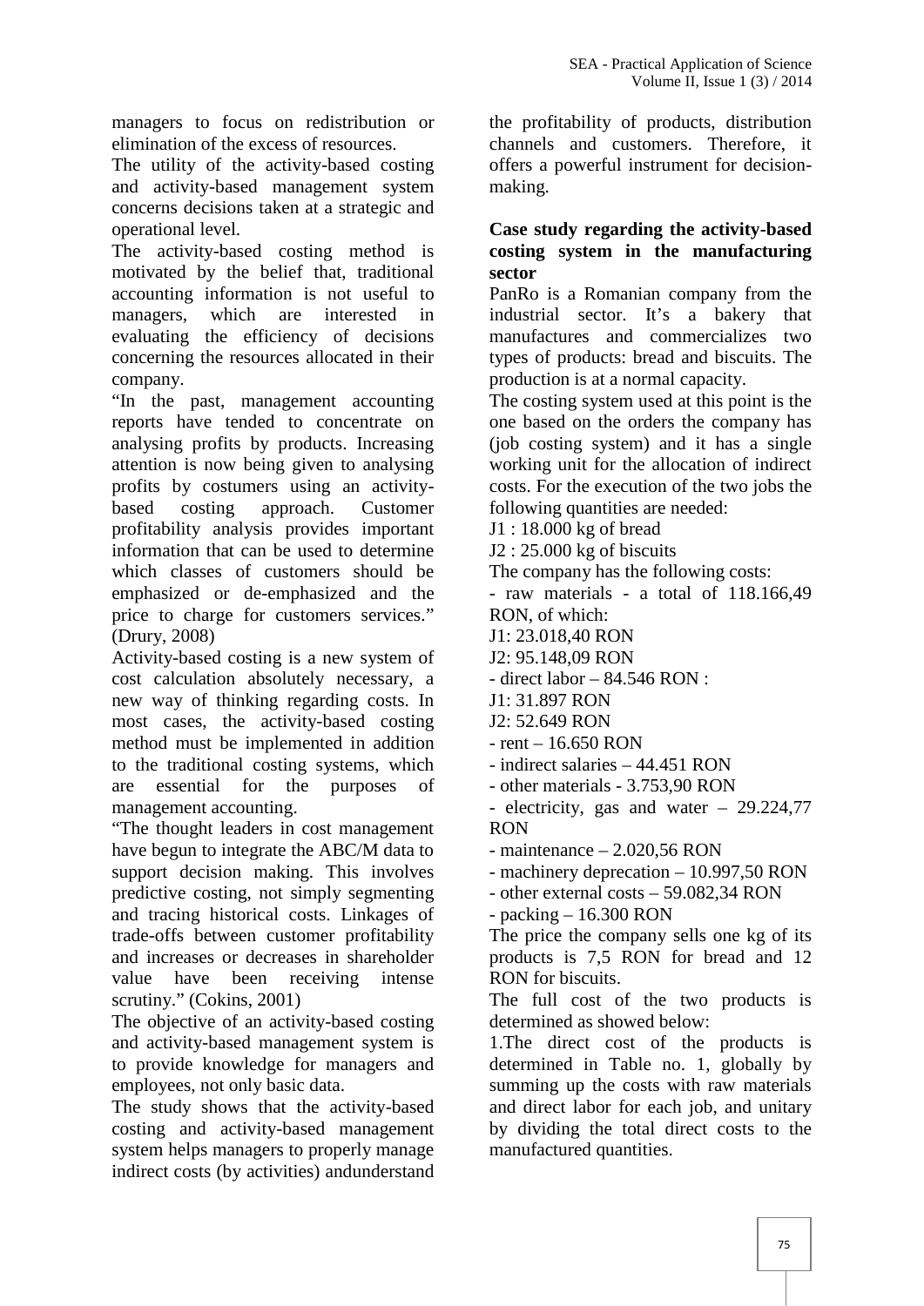managers to focus on redistribution or elimination of the excess of resources.

The utility of the activity-based costing and activity-based management system concerns decisions taken at a strategic and operational level.

The activity-based costing method is motivated by the belief that, traditional accounting information is not useful to managers, which are interested in evaluating the efficiency of decisions concerning the resources allocated in their company.

"In the past, management accounting reports have tended to concentrate on analysing profits by products. Increasing attention is now being given to analysing profits by costumers using an activity-based costing approach. Customer profitability analysis provides important information that can be used to determine which classes of customers should be emphasized or de-emphasized and the price to charge for customers services." (Drury, 2008)

Activity-based costing is a new system of cost calculation absolutely necessary, a new way of thinking regarding costs. In most cases, the activity-based costing method must be implemented in addition to the traditional costing systems, which are essential for the purposes of management accounting.

"The thought leaders in cost management have begun to integrate the ABC/M data to support decision making. This involves predictive costing, not simply segmenting and tracing historical costs. Linkages of trade-offs between customer profitability and increases or decreases in shareholder value have been receiving intense scrutiny." (Cokins, 2001)

The objective of an activity-based costing and activity-based management system is to provide knowledge for managers and employees, not only basic data.

The study shows that the activity-based costing and activity-based management system helps managers to properly manage indirect costs (by activities) andunderstand the profitability of products, distribution channels and customers. Therefore, it offers a powerful instrument for decision-making.

## Case study regarding the activity-based costing system in the manufacturing sector

PanRo is a Romanian company from the industrial sector. It's a bakery that manufactures and commercializes two types of products: bread and biscuits. The production is at a normal capacity.

The costing system used at this point is the one based on the orders the company has (job costing system) and it has a single working unit for the allocation of indirect costs. For the execution of the two jobs the following quantities are needed:

J1 : 18.000 kg of bread

J2 : 25.000 kg of biscuits

The company has the following costs:

- raw materials - a total of 118.166,49 RON, of which:

J1: 23.018,40 RON

J2: 95.148,09 RON

- direct labor – 84.546 RON :

J1: 31.897 RON

J2: 52.649 RON

- rent – 16.650 RON
- indirect salaries – 44.451 RON
- other materials - 3.753,90 RON
- electricity, gas and water – 29.224,77 RON
- maintenance – 2.020,56 RON
- machinery deprecation – 10.997,50 RON
- other external costs – 59.082,34 RON
- packing – 16.300 RON

The price the company sells one kg of its products is 7,5 RON for bread and 12 RON for biscuits.

The full cost of the two products is determined as showed below:

1.The direct cost of the products is determined in Table no. 1, globally by summing up the costs with raw materials and direct labor for each job, and unitary by dividing the total direct costs to the manufactured quantities.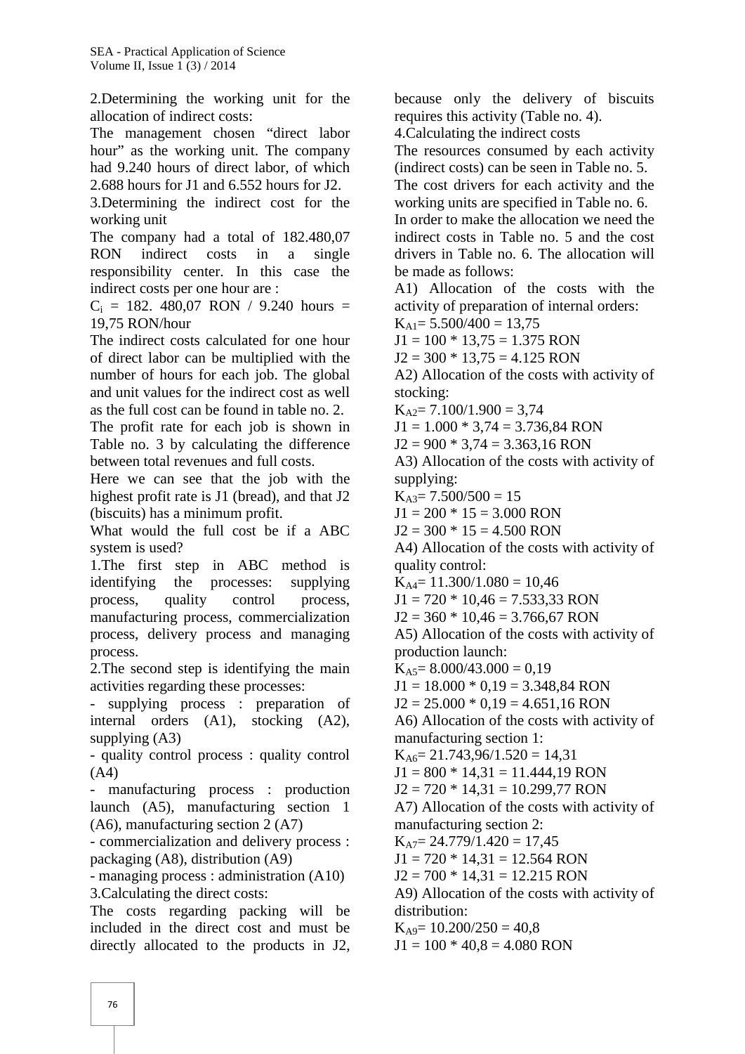2.Determining the working unit for the allocation of indirect costs:

The management chosen "direct labor hour" as the working unit. The company had 9.240 hours of direct labor, of which 2.688 hours for J1 and 6.552 hours for J2.

3.Determining the indirect cost for the working unit

The company had a total of 182.480,07 RON indirect costs in a single responsibility center. In this case the indirect costs per one hour are :

$C_i$ = 182. 480,07 RON / 9.240 hours = 19,75 RON/hour

The indirect costs calculated for one hour of direct labor can be multiplied with the number of hours for each job. The global and unit values for the indirect cost as well as the full cost can be found in table no. 2.

The profit rate for each job is shown in Table no. 3 by calculating the difference between total revenues and full costs.

Here we can see that the job with the highest profit rate is J1 (bread), and that J2 (biscuits) has a minimum profit.

What would the full cost be if a ABC system is used?

1.The first step in ABC method is identifying the processes: supplying process, quality control process, manufacturing process, commercialization process, delivery process and managing process.

2.The second step is identifying the main activities regarding these processes:

- supplying process : preparation of internal orders (A1), stocking (A2), supplying (A3)
- quality control process : quality control (A4)
- manufacturing process : production launch (A5), manufacturing section 1 (A6), manufacturing section 2 (A7)
- commercialization and delivery process : packaging (A8), distribution (A9)
- managing process : administration (A10)

3.Calculating the direct costs:

The costs regarding packing will be included in the direct cost and must be directly allocated to the products in J2, because only the delivery of biscuits requires this activity (Table no. 4).

4.Calculating the indirect costs

The resources consumed by each activity (indirect costs) can be seen in Table no. 5.

The cost drivers for each activity and the working units are specified in Table no. 6.

In order to make the allocation we need the indirect costs in Table no. 5 and the cost drivers in Table no. 6. The allocation will be made as follows:

A1) Allocation of the costs with the activity of preparation of internal orders:

$K_{A1}$= 5.500/400 = 13,75

J1 = 100 * 13,75 = 1.375 RON

J2 = 300 * 13,75 = 4.125 RON

A2) Allocation of the costs with activity of stocking:

$K_{A2}$= 7.100/1.900 = 3,74

J1 = 1.000 * 3,74 = 3.736,84 RON

J2 = 900 * 3,74 = 3.363,16 RON

A3) Allocation of the costs with activity of supplying:

$K_{A3}$= 7.500/500 = 15

J1 = 200 * 15 = 3.000 RON

J2 = 300 * 15 = 4.500 RON

A4) Allocation of the costs with activity of quality control:

$K_{A4}$= 11.300/1.080 = 10,46

J1 = 720 * 10,46 = 7.533,33 RON

J2 = 360 * 10,46 = 3.766,67 RON

A5) Allocation of the costs with activity of production launch:

$K_{A5}$= 8.000/43.000 = 0,19

J1 = 18.000 * 0,19 = 3.348,84 RON

J2 = 25.000 * 0,19 = 4.651,16 RON

A6) Allocation of the costs with activity of manufacturing section 1:

$K_{A6}$= 21.743,96/1.520 = 14,31

J1 = 800 * 14,31 = 11.444,19 RON

J2 = 720 * 14,31 = 10.299,77 RON

A7) Allocation of the costs with activity of manufacturing section 2:

$K_{A7}$= 24.779/1.420 = 17,45

J1 = 720 * 14,31 = 12.564 RON

J2 = 700 * 14,31 = 12.215 RON

A9) Allocation of the costs with activity of distribution:

$K_{A9}$= 10.200/250 = 40,8

J1 = 100 * 40,8 = 4.080 RON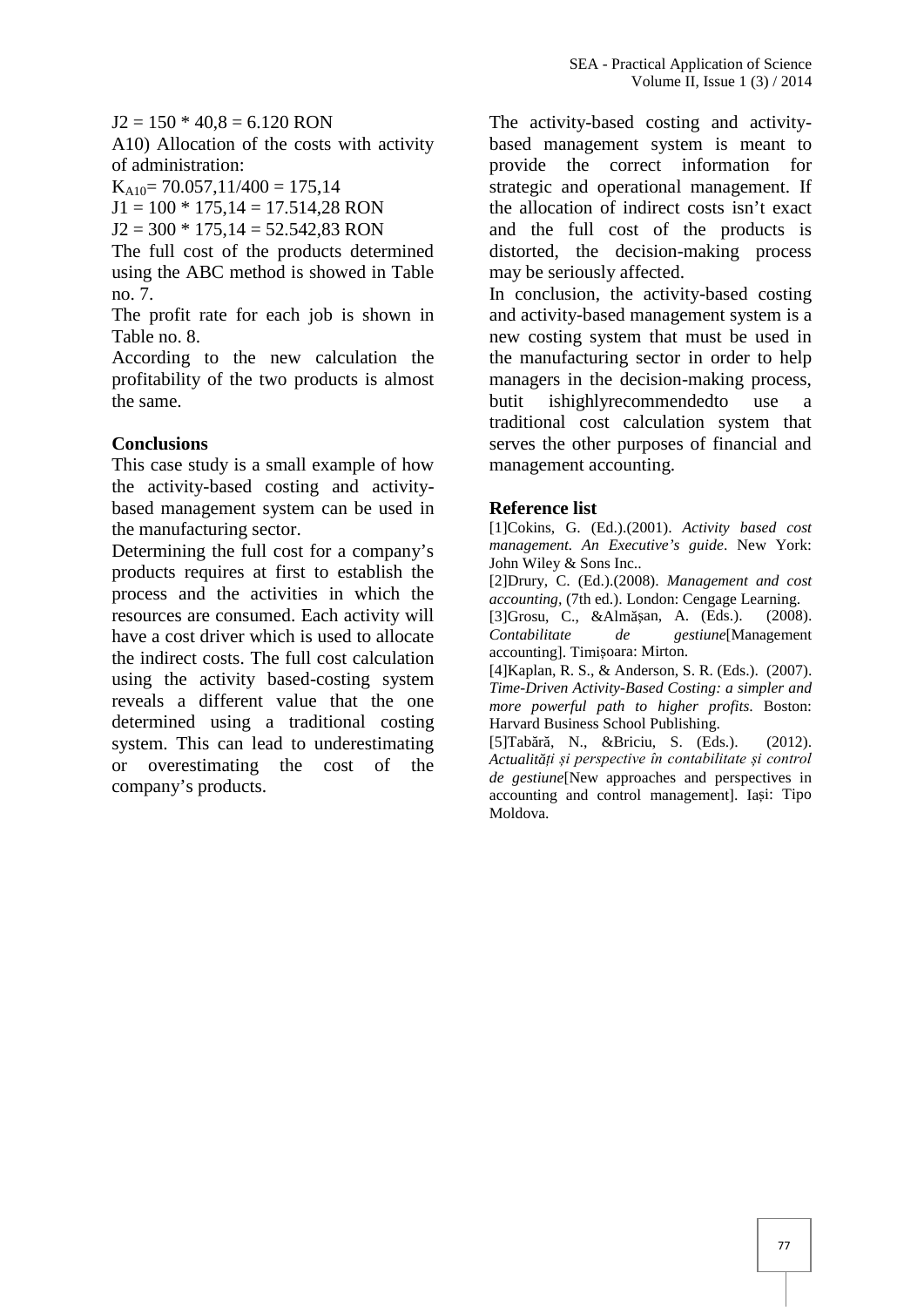$J2 = 150 * 40,8 = 6.120$ RON

A10) Allocation of the costs with activity of administration:

$K_{A10} = 70.057,11/400 = 175,14$

$J1 = 100 * 175,14 = 17.514,28$ RON

$J2 = 300 * 175,14 = 52.542,83$ RON

The full cost of the products determined using the ABC method is showed in Table no. 7.

The profit rate for each job is shown in Table no. 8.

According to the new calculation the profitability of the two products is almost the same.

## Conclusions

This case study is a small example of how the activity-based costing and activity-based management system can be used in the manufacturing sector.

Determining the full cost for a company's products requires at first to establish the process and the activities in which the resources are consumed. Each activity will have a cost driver which is used to allocate the indirect costs. The full cost calculation using the activity based-costing system reveals a different value that the one determined using a traditional costing system. This can lead to underestimating or overestimating the cost of the company's products.

The activity-based costing and activity-based management system is meant to provide the correct information for strategic and operational management. If the allocation of indirect costs isn't exact and the full cost of the products is distorted, the decision-making process may be seriously affected.

In conclusion, the activity-based costing and activity-based management system is a new costing system that must be used in the manufacturing sector in order to help managers in the decision-making process, butit ishighlyrecommendedto use a traditional cost calculation system that serves the other purposes of financial and management accounting.

## Reference list

[1]Cokins, G. (Ed.).(2001). *Activity based cost management. An Executive's guide*. New York: John Wiley & Sons Inc..

[2]Drury, C. (Ed.).(2008). *Management and cost accounting*, (7th ed.). London: Cengage Learning.

[3]Grosu, C., &Almășan, A. (Eds.). (2008). *Contabilitate de gestiune*[Management accounting]. Timișoara: Mirton.

[4]Kaplan, R. S., & Anderson, S. R. (Eds.). (2007). *Time-Driven Activity-Based Costing: a simpler and more powerful path to higher profits*. Boston: Harvard Business School Publishing.

[5]Tabără, N., &Briciu, S. (Eds.). (2012). *Actualități și perspective în contabilitate și control de gestiune*[New approaches and perspectives in accounting and control management]. Iași: Tipo Moldova.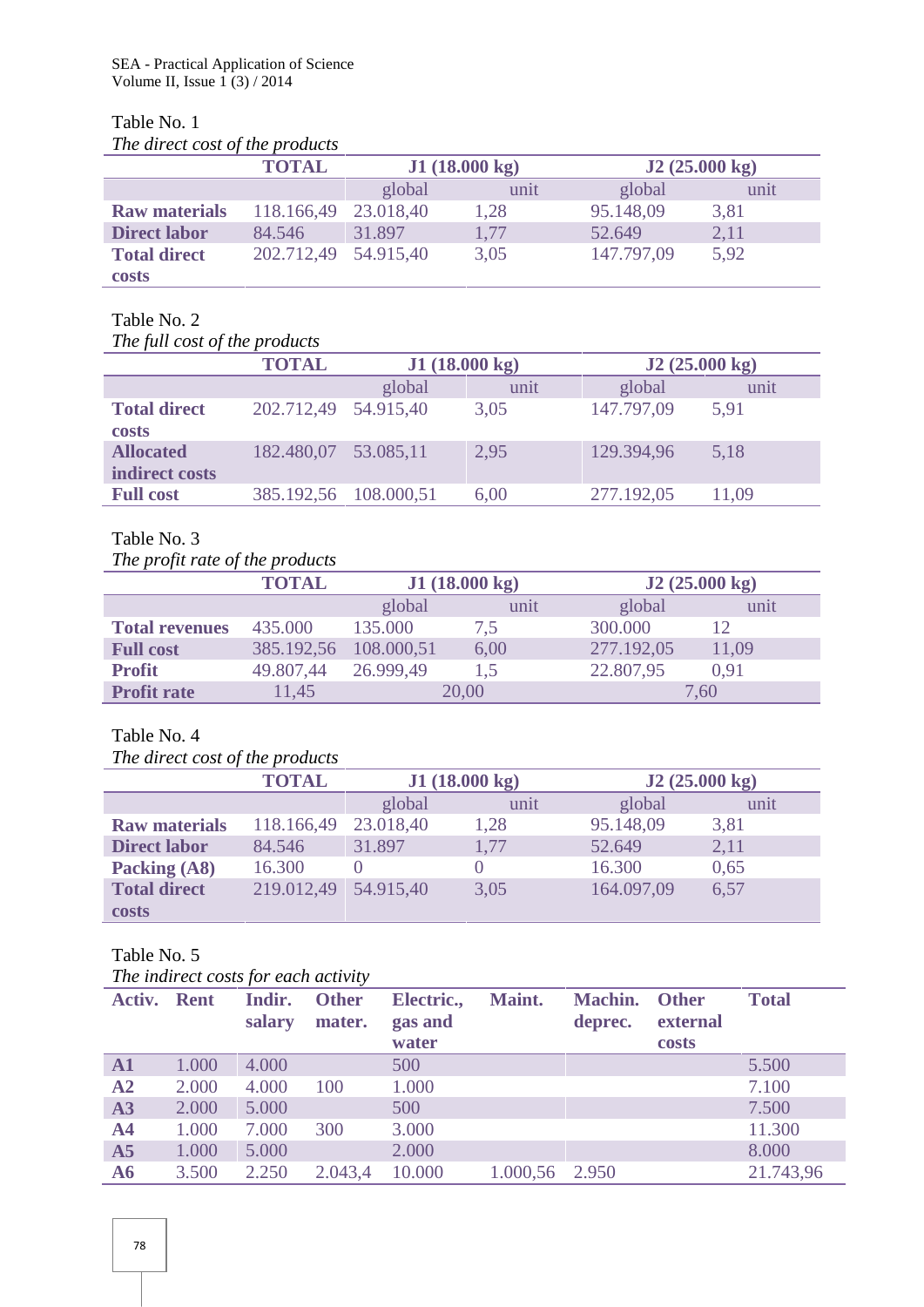Table No. 1

*The direct cost of the products*

| | TOTAL | J1 (18.000 kg) | | J2 (25.000 kg) | |
|---|---|---|---|---|---|
| | | global | unit | global | unit |
| **Raw materials** | 118.166,49 | 23.018,40 | 1,28 | 95.148,09 | 3,81 |
| **Direct labor** | 84.546 | 31.897 | 1,77 | 52.649 | 2,11 |
| **Total direct costs** | 202.712,49 | 54.915,40 | 3,05 | 147.797,09 | 5,92 |

Table No. 2

*The full cost of the products*

| | TOTAL | J1 (18.000 kg) | | J2 (25.000 kg) | |
|---|---|---|---|---|---|
| | | global | unit | global | unit |
| **Total direct costs** | 202.712,49 | 54.915,40 | 3,05 | 147.797,09 | 5,91 |
| **Allocated indirect costs** | 182.480,07 | 53.085,11 | 2,95 | 129.394,96 | 5,18 |
| **Full cost** | 385.192,56 | 108.000,51 | 6,00 | 277.192,05 | 11,09 |

Table No. 3

*The profit rate of the products*

| | TOTAL | J1 (18.000 kg) | | J2 (25.000 kg) | |
|---|---|---|---|---|---|
| | | global | unit | global | unit |
| **Total revenues** | 435.000 | 135.000 | 7,5 | 300.000 | 12 |
| **Full cost** | 385.192,56 | 108.000,51 | 6,00 | 277.192,05 | 11,09 |
| **Profit** | 49.807,44 | 26.999,49 | 1,5 | 22.807,95 | 0,91 |
| **Profit rate** | 11,45 | 20,00 | | 7,60 | |

Table No. 4

*The direct cost of the products*

| | TOTAL | J1 (18.000 kg) | | J2 (25.000 kg) | |
|---|---|---|---|---|---|
| | | global | unit | global | unit |
| **Raw materials** | 118.166,49 | 23.018,40 | 1,28 | 95.148,09 | 3,81 |
| **Direct labor** | 84.546 | 31.897 | 1,77 | 52.649 | 2,11 |
| **Packing (A8)** | 16.300 | 0 | 0 | 16.300 | 0,65 |
| **Total direct costs** | 219.012,49 | 54.915,40 | 3,05 | 164.097,09 | 6,57 |

Table No. 5

*The indirect costs for each activity*

| Activ. | Rent | Indir. salary | Other mater. | Electric., gas and water | Maint. | Machin. deprec. | Other external costs | Total |
|---|---|---|---|---|---|---|---|---|
| **A1** | 1.000 | 4.000 | | 500 | | | | 5.500 |
| **A2** | 2.000 | 4.000 | 100 | 1.000 | | | | 7.100 |
| **A3** | 2.000 | 5.000 | | 500 | | | | 7.500 |
| **A4** | 1.000 | 7.000 | 300 | 3.000 | | | | 11.300 |
| **A5** | 1.000 | 5.000 | | 2.000 | | | | 8.000 |
| **A6** | 3.500 | 2.250 | 2.043,4 | 10.000 | 1.000,56 | 2.950 | | 21.743,96 |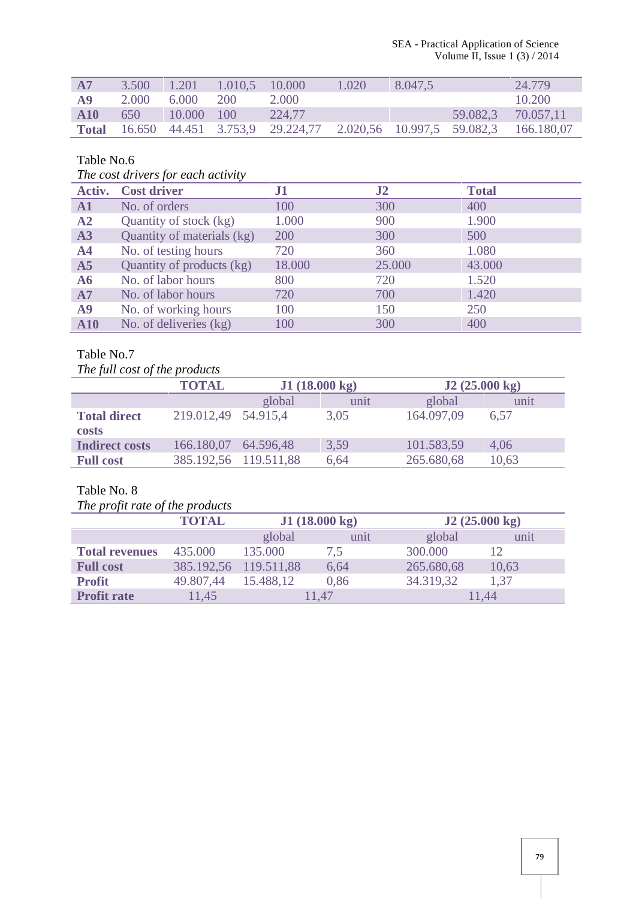| | | | | | | | | |
|---|---|---|---|---|---|---|---|---|
| **A7** | 3.500 | 1.201 | 1.010,5 | 10.000 | 1.020 | 8.047,5 | | 24.779 |
| **A9** | 2.000 | 6.000 | 200 | 2.000 | | | | 10.200 |
| **A10** | 650 | 10.000 | 100 | 224,77 | | | 59.082,3 | 70.057,11 |
| **Total** | 16.650 | 44.451 | 3.753,9 | 29.224,77 | 2.020,56 | 10.997,5 | 59.082,3 | 166.180,07 |

Table No.6

*The cost drivers for each activity*

| Activ. | Cost driver | J1 | J2 | Total |
|---|---|---|---|---|
| **A1** | No. of orders | 100 | 300 | 400 |
| **A2** | Quantity of stock (kg) | 1.000 | 900 | 1.900 |
| **A3** | Quantity of materials (kg) | 200 | 300 | 500 |
| **A4** | No. of testing hours | 720 | 360 | 1.080 |
| **A5** | Quantity of products (kg) | 18.000 | 25.000 | 43.000 |
| **A6** | No. of labor hours | 800 | 720 | 1.520 |
| **A7** | No. of labor hours | 720 | 700 | 1.420 |
| **A9** | No. of working hours | 100 | 150 | 250 |
| **A10** | No. of deliveries (kg) | 100 | 300 | 400 |

Table No.7

*The full cost of the products*

| | TOTAL | J1 (18.000 kg) | | J2 (25.000 kg) | |
|---|---|---|---|---|---|
| | | global | unit | global | unit |
| **Total direct costs** | 219.012,49 | 54.915,4 | 3,05 | 164.097,09 | 6,57 |
| **Indirect costs** | 166.180,07 | 64.596,48 | 3,59 | 101.583,59 | 4,06 |
| **Full cost** | 385.192,56 | 119.511,88 | 6,64 | 265.680,68 | 10,63 |

Table No. 8

*The profit rate of the products*

| | TOTAL | J1 (18.000 kg) | | J2 (25.000 kg) | |
|---|---|---|---|---|---|
| | | global | unit | global | unit |
| **Total revenues** | 435.000 | 135.000 | 7,5 | 300.000 | 12 |
| **Full cost** | 385.192,56 | 119.511,88 | 6,64 | 265.680,68 | 10,63 |
| **Profit** | 49.807,44 | 15.488,12 | 0,86 | 34.319,32 | 1,37 |
| **Profit rate** | 11,45 | 11,47 | | 11,44 | |